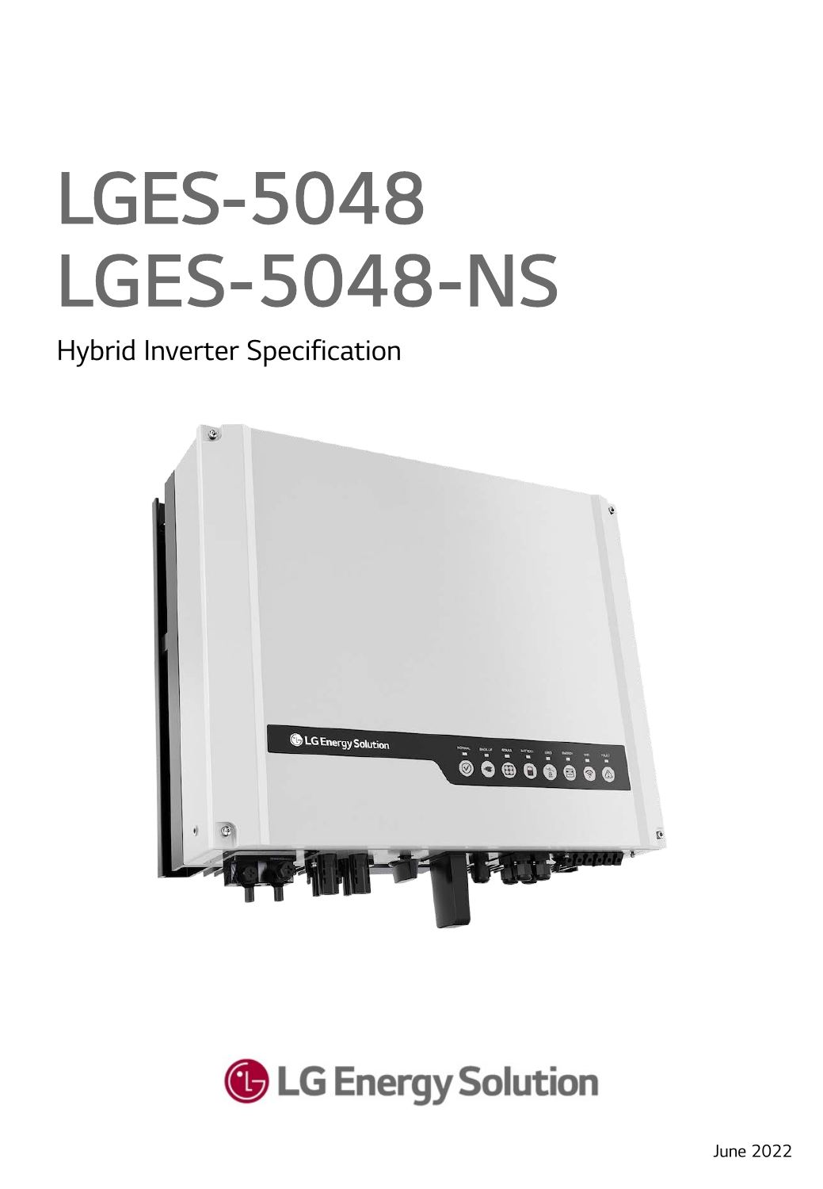# LGES-5048
# LGES-5048-NS

## Hybrid Inverter Specification

LG Energy Solution

June 2022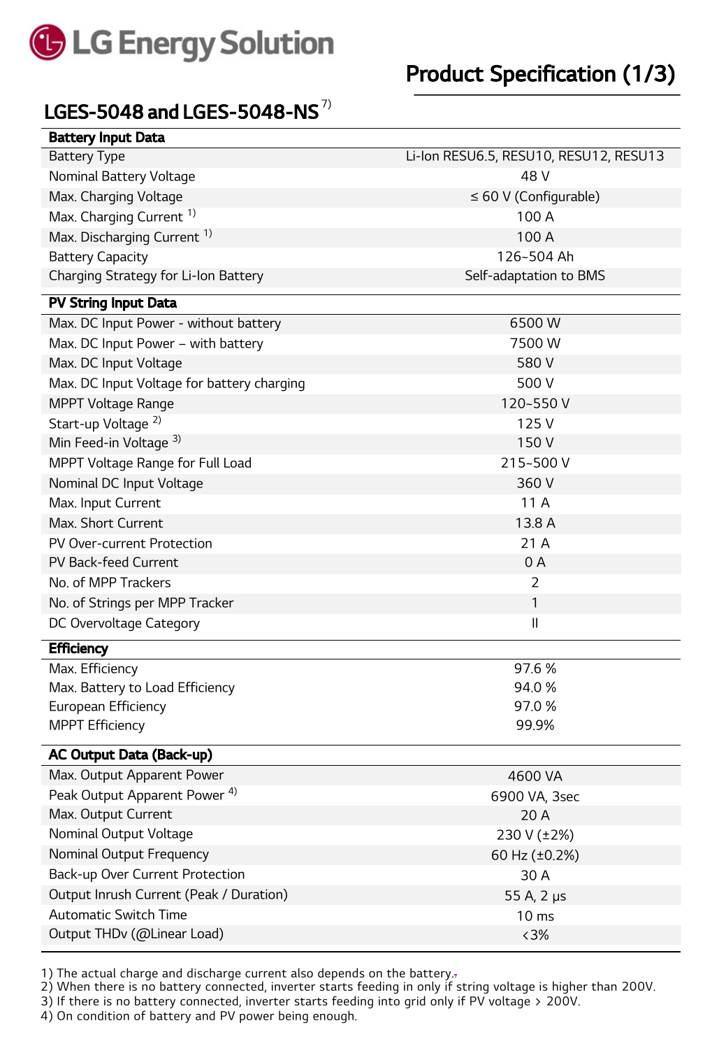# Product Specification (1/3)

## LGES-5048 and LGES-5048-NS [7)]

| **Battery Input Data** | |
|---|---|
| Battery Type | Li-Ion RESU6.5, RESU10, RESU12, RESU13 |
| Nominal Battery Voltage | 48 V |
| Max. Charging Voltage | ≤ 60 V (Configurable) |
| Max. Charging Current [1)] | 100 A |
| Max. Discharging Current [1)] | 100 A |
| Battery Capacity | 126~504 Ah |
| Charging Strategy for Li-Ion Battery | Self-adaptation to BMS |
| **PV String Input Data** | |
| Max. DC Input Power - without battery | 6500 W |
| Max. DC Input Power – with battery | 7500 W |
| Max. DC Input Voltage | 580 V |
| Max. DC Input Voltage for battery charging | 500 V |
| MPPT Voltage Range | 120~550 V |
| Start-up Voltage [2)] | 125 V |
| Min Feed-in Voltage [3)] | 150 V |
| MPPT Voltage Range for Full Load | 215~500 V |
| Nominal DC Input Voltage | 360 V |
| Max. Input Current | 11 A |
| Max. Short Current | 13.8 A |
| PV Over-current Protection | 21 A |
| PV Back-feed Current | 0 A |
| No. of MPP Trackers | 2 |
| No. of Strings per MPP Tracker | 1 |
| DC Overvoltage Category | II |
| **Efficiency** | |
| Max. Efficiency | 97.6 % |
| Max. Battery to Load Efficiency | 94.0 % |
| European Efficiency | 97.0 % |
| MPPT Efficiency | 99.9% |
| **AC Output Data (Back-up)** | |
| Max. Output Apparent Power | 4600 VA |
| Peak Output Apparent Power [4)] | 6900 VA, 3sec |
| Max. Output Current | 20 A |
| Nominal Output Voltage | 230 V (±2%) |
| Nominal Output Frequency | 60 Hz (±0.2%) |
| Back-up Over Current Protection | 30 A |
| Output Inrush Current (Peak / Duration) | 55 A, 2 μs |
| Automatic Switch Time | 10 ms |
| Output THDv (@Linear Load) | <3% |

1) The actual charge and discharge current also depends on the battery.
2) When there is no battery connected, inverter starts feeding in only if string voltage is higher than 200V.
3) If there is no battery connected, inverter starts feeding into grid only if PV voltage > 200V.
4) On condition of battery and PV power being enough.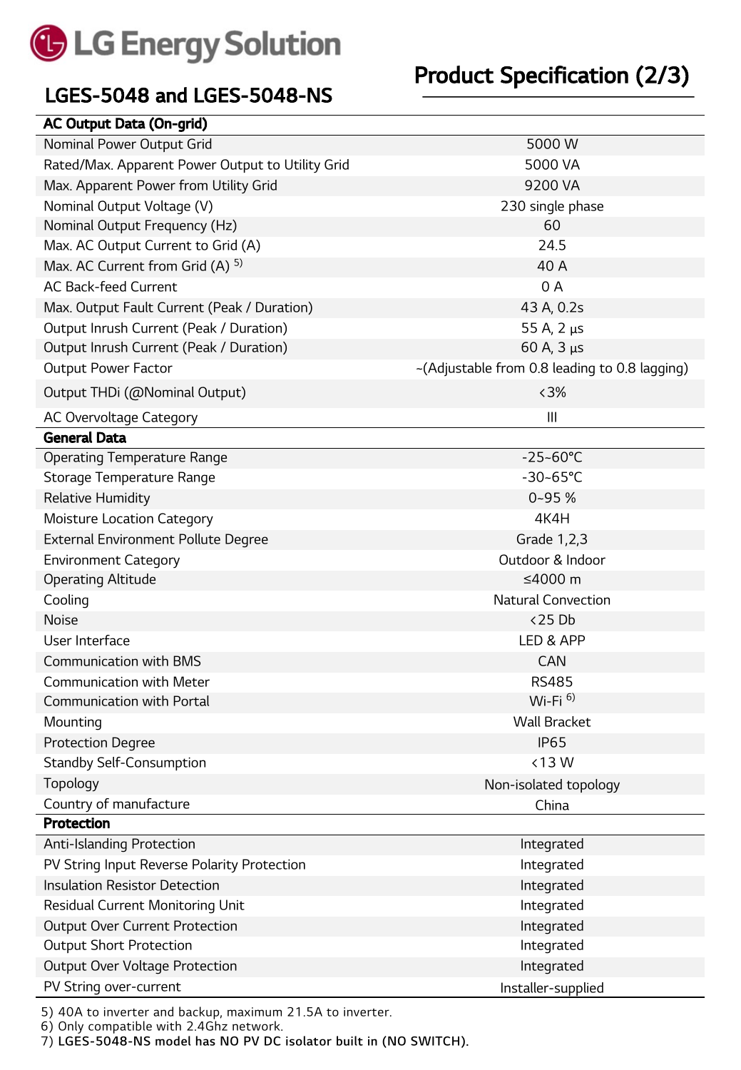LG Energy Solution

## LGES-5048 and LGES-5048-NS

## Product Specification (2/3)

| AC Output Data (On-grid) | |
|---|---|
| Nominal Power Output Grid | 5000 W |
| Rated/Max. Apparent Power Output to Utility Grid | 5000 VA |
| Max. Apparent Power from Utility Grid | 9200 VA |
| Nominal Output Voltage (V) | 230 single phase |
| Nominal Output Frequency (Hz) | 60 |
| Max. AC Output Current to Grid (A) | 24.5 |
| Max. AC Current from Grid (A) [5] | 40 A |
| AC Back-feed Current | 0 A |
| Max. Output Fault Current (Peak / Duration) | 43 A, 0.2s |
| Output Inrush Current (Peak / Duration) | 55 A, 2 µs |
| Output Inrush Current (Peak / Duration) | 60 A, 3 µs |
| Output Power Factor | ~(Adjustable from 0.8 leading to 0.8 lagging) |
| Output THDi (@Nominal Output) | <3% |
| AC Overvoltage Category | III |
| **General Data** | |
| Operating Temperature Range | -25~60°C |
| Storage Temperature Range | -30~65°C |
| Relative Humidity | 0~95 % |
| Moisture Location Category | 4K4H |
| External Environment Pollute Degree | Grade 1,2,3 |
| Environment Category | Outdoor & Indoor |
| Operating Altitude | ≤4000 m |
| Cooling | Natural Convection |
| Noise | <25 Db |
| User Interface | LED & APP |
| Communication with BMS | CAN |
| Communication with Meter | RS485 |
| Communication with Portal | Wi-Fi [6] |
| Mounting | Wall Bracket |
| Protection Degree | IP65 |
| Standby Self-Consumption | <13 W |
| Topology | Non-isolated topology |
| Country of manufacture | China |
| **Protection** | |
| Anti-Islanding Protection | Integrated |
| PV String Input Reverse Polarity Protection | Integrated |
| Insulation Resistor Detection | Integrated |
| Residual Current Monitoring Unit | Integrated |
| Output Over Current Protection | Integrated |
| Output Short Protection | Integrated |
| Output Over Voltage Protection | Integrated |
| PV String over-current | Installer-supplied |

5) 40A to inverter and backup, maximum 21.5A to inverter.
6) Only compatible with 2.4Ghz network.
7) **LGES-5048-NS model has NO PV DC isolator built in (NO SWITCH).**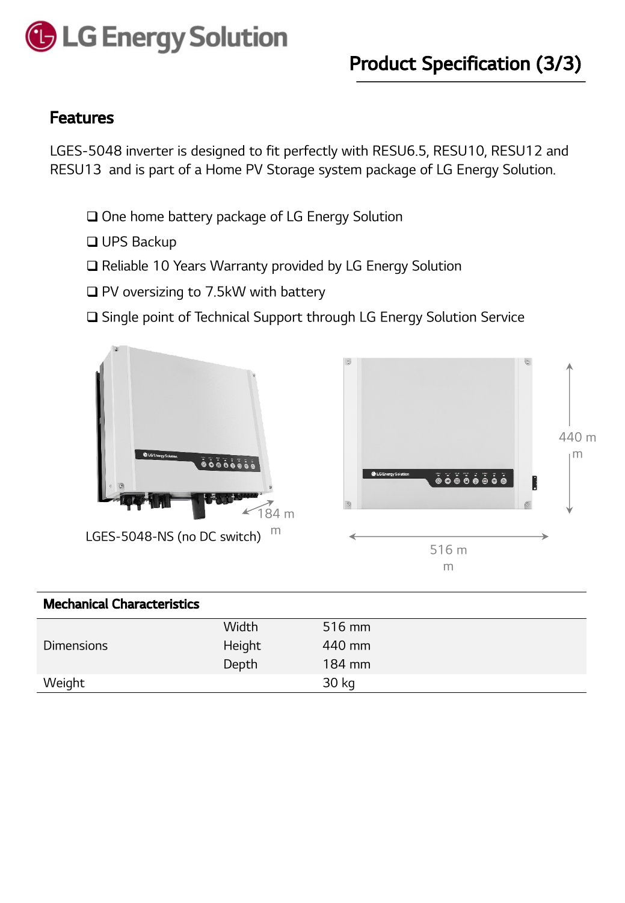# Product Specification (3/3)

## Features

LGES-5048 inverter is designed to fit perfectly with RESU6.5, RESU10, RESU12 and RESU13 and is part of a Home PV Storage system package of LG Energy Solution.

- ❑ One home battery package of LG Energy Solution
- ❑ UPS Backup
- ❑ Reliable 10 Years Warranty provided by LG Energy Solution
- ❑ PV oversizing to 7.5kW with battery
- ❑ Single point of Technical Support through LG Energy Solution Service

184 mm

LGES-5048-NS (no DC switch)

440 mm

516 mm

| Mechanical Characteristics | | |
|---|---|---|
| Dimensions | Width | 516 mm |
| | Height | 440 mm |
| | Depth | 184 mm |
| Weight | | 30 kg |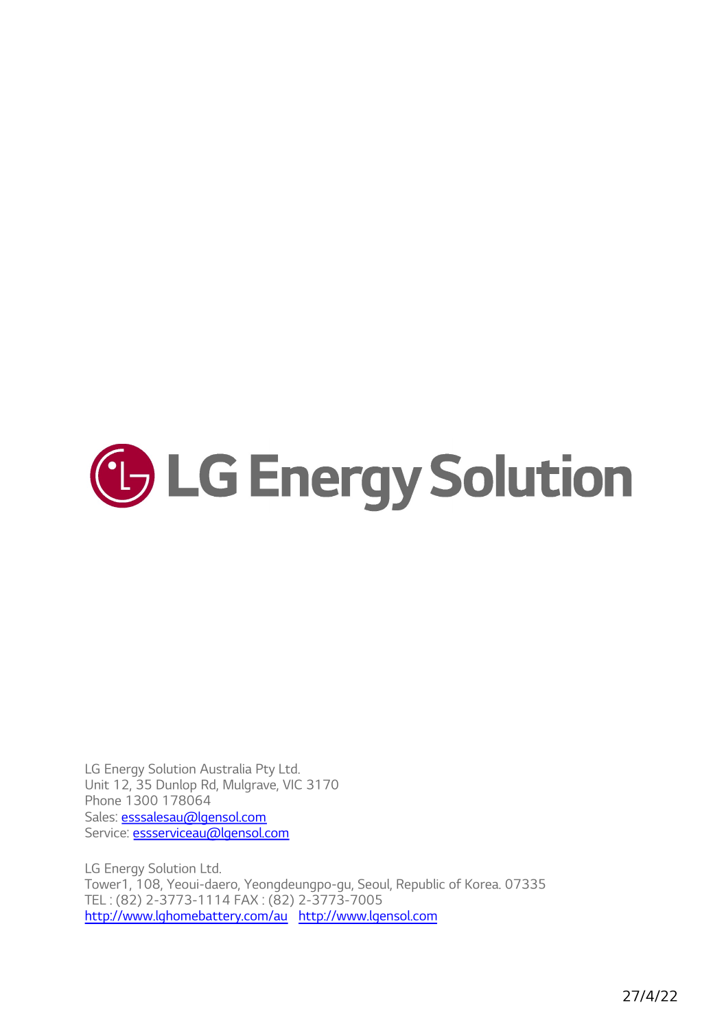LG Energy Solution

LG Energy Solution Australia Pty Ltd.
Unit 12, 35 Dunlop Rd, Mulgrave, VIC 3170
Phone 1300 178064
Sales: esssalesau@lgensol.com
Service: essserviceau@lgensol.com

LG Energy Solution Ltd.
Tower1, 108, Yeoui-daero, Yeongdeungpo-gu, Seoul, Republic of Korea. 07335
TEL : (82) 2-3773-1114 FAX : (82) 2-3773-7005
http://www.lghomebattery.com/au http://www.lgensol.com

27/4/22